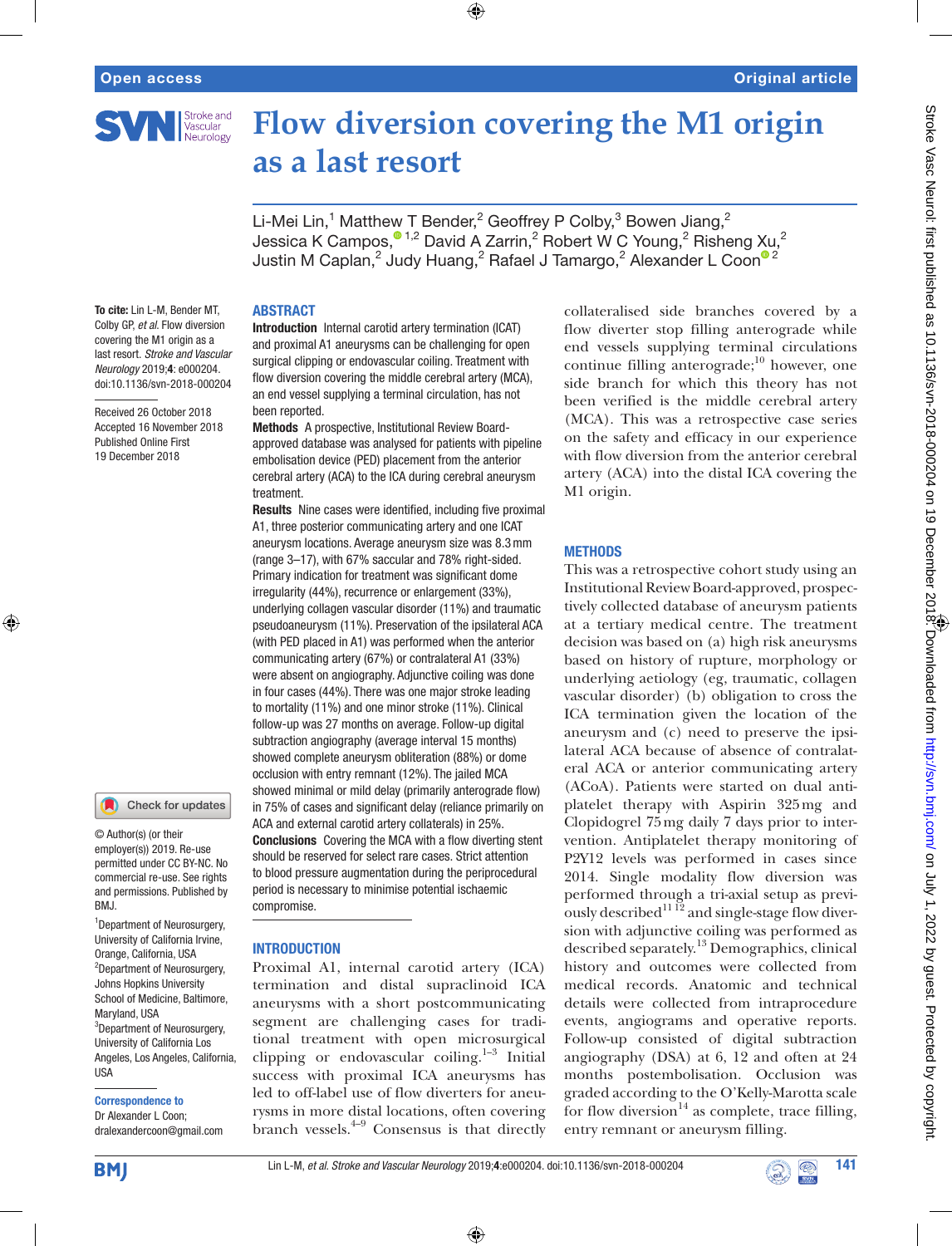# Flow diversion covering the M1 origin as a last resort

Li-Mei Lin,[1] Matthew T Bender,[2] Geoffrey P Colby,[3] Bowen Jiang,[2] Jessica K Campos,[1,2] David A Zarrin,[2] Robert W C Young,[2] Risheng Xu,[2] Justin M Caplan,[2] Judy Huang,[2] Rafael J Tamargo,[2] Alexander L Coon[2]

**To cite:** Lin L-M, Bender MT, Colby GP, *et al*. Flow diversion covering the M1 origin as a last resort. *Stroke and Vascular Neurology* 2019;**4**: e000204. doi:10.1136/svn-2018-000204

Received 26 October 2018
Accepted 16 November 2018
Published Online First 19 December 2018

© Author(s) (or their employer(s)) 2019. Re-use permitted under CC BY-NC. No commercial re-use. See rights and permissions. Published by BMJ.

[1]Department of Neurosurgery, University of California Irvine, Orange, California, USA
[2]Department of Neurosurgery, Johns Hopkins University School of Medicine, Baltimore, Maryland, USA
[3]Department of Neurosurgery, University of California Los Angeles, Los Angeles, California, USA

**Correspondence to**
Dr Alexander L Coon; dralexandercoon@gmail.com

## ABSTRACT

**Introduction** Internal carotid artery termination (ICAT) and proximal A1 aneurysms can be challenging for open surgical clipping or endovascular coiling. Treatment with flow diversion covering the middle cerebral artery (MCA), an end vessel supplying a terminal circulation, has not been reported.

**Methods** A prospective, Institutional Review Board-approved database was analysed for patients with pipeline embolisation device (PED) placement from the anterior cerebral artery (ACA) to the ICA during cerebral aneurysm treatment.

**Results** Nine cases were identified, including five proximal A1, three posterior communicating artery and one ICAT aneurysm locations. Average aneurysm size was 8.3 mm (range 3–17), with 67% saccular and 78% right-sided. Primary indication for treatment was significant dome irregularity (44%), recurrence or enlargement (33%), underlying collagen vascular disorder (11%) and traumatic pseudoaneurysm (11%). Preservation of the ipsilateral ACA (with PED placed in A1) was performed when the anterior communicating artery (67%) or contralateral A1 (33%) were absent on angiography. Adjunctive coiling was done in four cases (44%). There was one major stroke leading to mortality (11%) and one minor stroke (11%). Clinical follow-up was 27 months on average. Follow-up digital subtraction angiography (average interval 15 months) showed complete aneurysm obliteration (88%) or dome occlusion with entry remnant (12%). The jailed MCA showed minimal or mild delay (primarily anterograde flow) in 75% of cases and significant delay (reliance primarily on ACA and external carotid artery collaterals) in 25%.

**Conclusions** Covering the MCA with a flow diverting stent should be reserved for select rare cases. Strict attention to blood pressure augmentation during the periprocedural period is necessary to minimise potential ischaemic compromise.

## INTRODUCTION

Proximal A1, internal carotid artery (ICA) termination and distal supraclinoid ICA aneurysms with a short postcommunicating segment are challenging cases for traditional treatment with open microsurgical clipping or endovascular coiling.[1–3] Initial success with proximal ICA aneurysms has led to off-label use of flow diverters for aneurysms in more distal locations, often covering branch vessels.[4–9] Consensus is that directly collateralised side branches covered by a flow diverter stop filling anterograde while end vessels supplying terminal circulations continue filling anterograde;[10] however, one side branch for which this theory has not been verified is the middle cerebral artery (MCA). This was a retrospective case series on the safety and efficacy in our experience with flow diversion from the anterior cerebral artery (ACA) into the distal ICA covering the M1 origin.

## METHODS

This was a retrospective cohort study using an Institutional Review Board-approved, prospectively collected database of aneurysm patients at a tertiary medical centre. The treatment decision was based on (a) high risk aneurysms based on history of rupture, morphology or underlying aetiology (eg, traumatic, collagen vascular disorder) (b) obligation to cross the ICA termination given the location of the aneurysm and (c) need to preserve the ipsilateral ACA because of absence of contralateral ACA or anterior communicating artery (ACoA). Patients were started on dual antiplatelet therapy with Aspirin 325 mg and Clopidogrel 75 mg daily 7 days prior to intervention. Antiplatelet therapy monitoring of P2Y12 levels was performed in cases since 2014. Single modality flow diversion was performed through a tri-axial setup as previously described[11 12] and single-stage flow diversion with adjunctive coiling was performed as described separately.[13] Demographics, clinical history and outcomes were collected from medical records. Anatomic and technical details were collected from intraprocedural events, angiograms and operative reports. Follow-up consisted of digital subtraction angiography (DSA) at 6, 12 and often at 24 months postembolisation. Occlusion was graded according to the O'Kelly-Marotta scale for flow diversion[14] as complete, trace filling, entry remnant or aneurysm filling.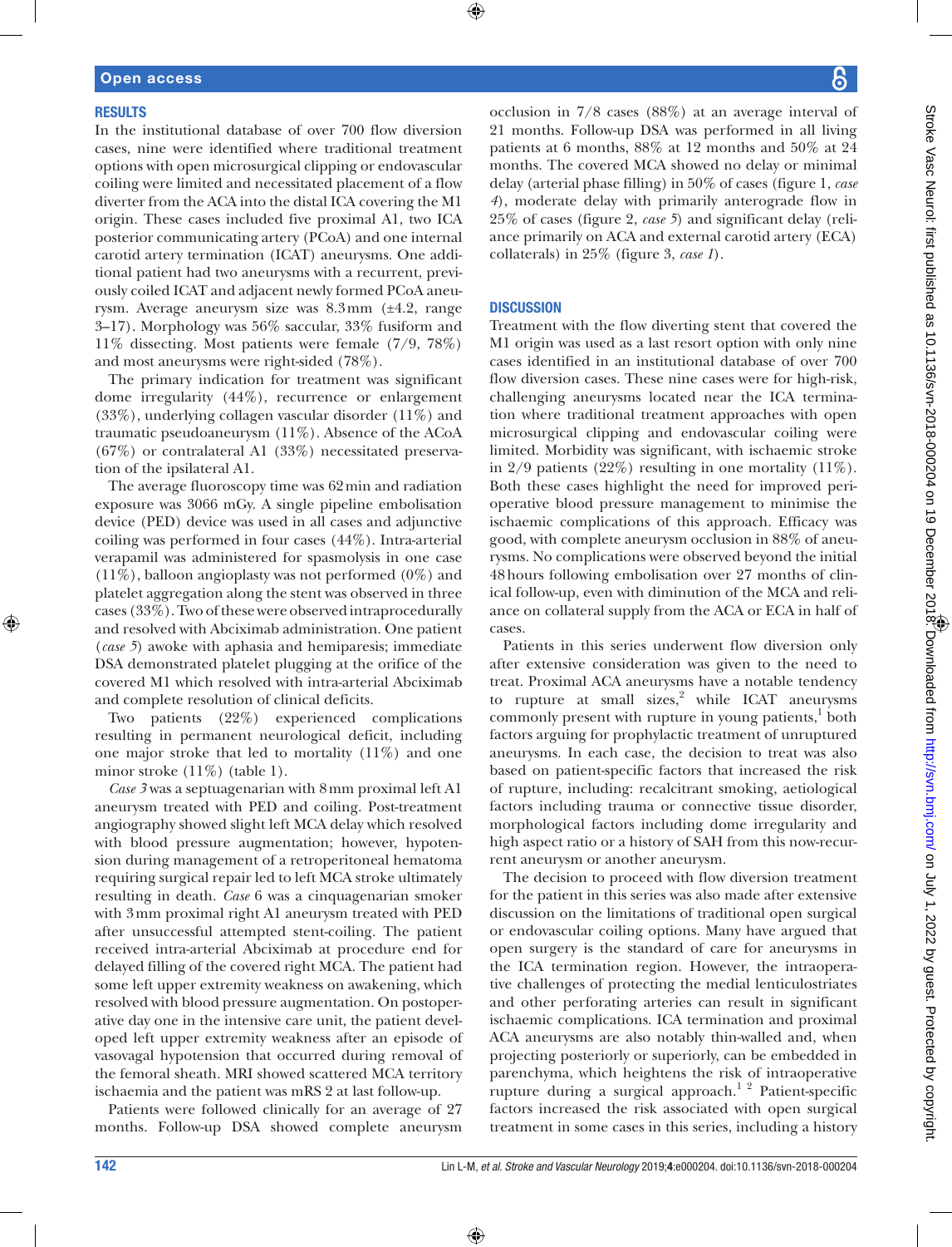## RESULTS

In the institutional database of over 700 flow diversion cases, nine were identified where traditional treatment options with open microsurgical clipping or endovascular coiling were limited and necessitated placement of a flow diverter from the ACA into the distal ICA covering the M1 origin. These cases included five proximal A1, two ICA posterior communicating artery (PCoA) and one internal carotid artery termination (ICAT) aneurysms. One additional patient had two aneurysms with a recurrent, previously coiled ICAT and adjacent newly formed PCoA aneurysm. Average aneurysm size was 8.3 mm (±4.2, range 3–17). Morphology was 56% saccular, 33% fusiform and 11% dissecting. Most patients were female (7/9, 78%) and most aneurysms were right-sided (78%).

The primary indication for treatment was significant dome irregularity (44%), recurrence or enlargement (33%), underlying collagen vascular disorder (11%) and traumatic pseudoaneurysm (11%). Absence of the ACoA (67%) or contralateral A1 (33%) necessitated preservation of the ipsilateral A1.

The average fluoroscopy time was 62 min and radiation exposure was 3066 mGy. A single pipeline embolisation device (PED) device was used in all cases and adjunctive coiling was performed in four cases (44%). Intra-arterial verapamil was administered for spasmolysis in one case (11%), balloon angioplasty was not performed (0%) and platelet aggregation along the stent was observed in three cases (33%). Two of these were observed intraprocedurally and resolved with Abciximab administration. One patient (*case 5*) awoke with aphasia and hemiparesis; immediate DSA demonstrated platelet plugging at the orifice of the covered M1 which resolved with intra-arterial Abciximab and complete resolution of clinical deficits.

Two patients (22%) experienced complications resulting in permanent neurological deficit, including one major stroke that led to mortality (11%) and one minor stroke (11%) (table 1).

*Case 3* was a septuagenarian with 8 mm proximal left A1 aneurysm treated with PED and coiling. Post-treatment angiography showed slight left MCA delay which resolved with blood pressure augmentation; however, hypotension during management of a retroperitoneal hematoma requiring surgical repair led to left MCA stroke ultimately resulting in death. *Case* 6 was a cinquagenarian smoker with 3 mm proximal right A1 aneurysm treated with PED after unsuccessful attempted stent-coiling. The patient received intra-arterial Abciximab at procedure end for delayed filling of the covered right MCA. The patient had some left upper extremity weakness on awakening, which resolved with blood pressure augmentation. On postoperative day one in the intensive care unit, the patient developed left upper extremity weakness after an episode of vasovagal hypotension that occurred during removal of the femoral sheath. MRI showed scattered MCA territory ischaemia and the patient was mRS 2 at last follow-up.

Patients were followed clinically for an average of 27 months. Follow-up DSA showed complete aneurysm occlusion in 7/8 cases (88%) at an average interval of 21 months. Follow-up DSA was performed in all living patients at 6 months, 88% at 12 months and 50% at 24 months. The covered MCA showed no delay or minimal delay (arterial phase filling) in 50% of cases (figure 1, *case 4*), moderate delay with primarily anterograde flow in 25% of cases (figure 2, *case 5*) and significant delay (reliance primarily on ACA and external carotid artery (ECA) collaterals) in 25% (figure 3, *case 1*).

## DISCUSSION

Treatment with the flow diverting stent that covered the M1 origin was used as a last resort option with only nine cases identified in an institutional database of over 700 flow diversion cases. These nine cases were for high-risk, challenging aneurysms located near the ICA termination where traditional treatment approaches with open microsurgical clipping and endovascular coiling were limited. Morbidity was significant, with ischaemic stroke in 2/9 patients (22%) resulting in one mortality (11%). Both these cases highlight the need for improved perioperative blood pressure management to minimise the ischaemic complications of this approach. Efficacy was good, with complete aneurysm occlusion in 88% of aneurysms. No complications were observed beyond the initial 48 hours following embolisation over 27 months of clinical follow-up, even with diminution of the MCA and reliance on collateral supply from the ACA or ECA in half of cases.

Patients in this series underwent flow diversion only after extensive consideration was given to the need to treat. Proximal ACA aneurysms have a notable tendency to rupture at small sizes,[2] while ICAT aneurysms commonly present with rupture in young patients,[1] both factors arguing for prophylactic treatment of unruptured aneurysms. In each case, the decision to treat was also based on patient-specific factors that increased the risk of rupture, including: recalcitrant smoking, aetiological factors including trauma or connective tissue disorder, morphological factors including dome irregularity and high aspect ratio or a history of SAH from this now-recurrent aneurysm or another aneurysm.

The decision to proceed with flow diversion treatment for the patient in this series was also made after extensive discussion on the limitations of traditional open surgical or endovascular coiling options. Many have argued that open surgery is the standard of care for aneurysms in the ICA termination region. However, the intraoperative challenges of protecting the medial lenticulostriates and other perforating arteries can result in significant ischaemic complications. ICA termination and proximal ACA aneurysms are also notably thin-walled and, when projecting posteriorly or superiorly, can be embedded in parenchyma, which heightens the risk of intraoperative rupture during a surgical approach.[1 2] Patient-specific factors increased the risk associated with open surgical treatment in some cases in this series, including a history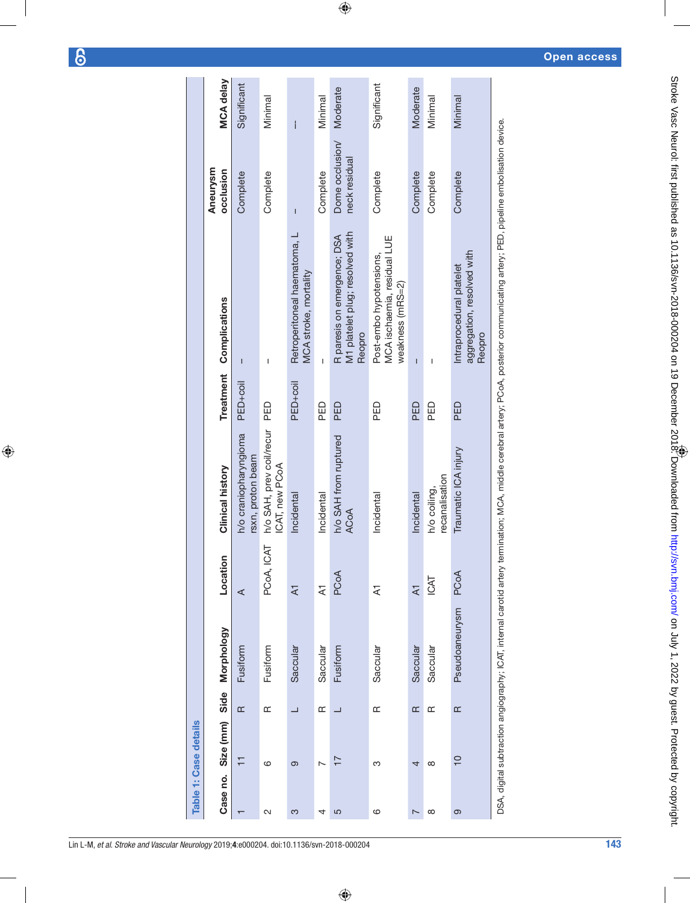**Table 1: Case details**

| Case no. | Size (mm) | Side | Morphology | Location | Clinical history | Treatment | Complications | Aneurysm occlusion | MCA delay |
|---|---|---|---|---|---|---|---|---|---|
| 1 | 11 | R | Fusiform | A | h/o craniopharyngioma rsxn, proton beam | PED+coil | – | Complete | Significant |
| 2 | 6 | R | Fusiform | PCoA, ICAT | h/o SAH, prev coil/recur ICAT, new PCoA | PED | – | Complete | Minimal |
| 3 | 9 | L | Saccular | A1 | Incidental | PED+coil | Retroperitoneal haematoma, L MCA stroke, mortality | – | – |
| 4 | 7 | R | Saccular | A1 | Incidental | PED | – | Complete | Minimal |
| 5 | 17 | L | Fusiform | PCoA | h/o SAH from ruptured ACoA | PED | R paresis on emergence; DSA M1 platelet plug; resolved with Reopro | Dome occlusion/ neck residual | Moderate |
| 6 | 3 | R | Saccular | A1 | Incidental | PED | Post-embo hypotensions, MCA ischaemia, residual LUE weakness (mRS=2) | Complete | Significant |
| 7 | 4 | R | Saccular | A1 | Incidental | PED | – | Complete | Moderate |
| 8 | 8 | R | Saccular | ICAT | h/o coiling, recanalisation | PED | – | Complete | Minimal |
| 9 | 10 | R | Pseudoaneurysm | PCoA | Traumatic ICA injury | PED | Intraprocedural platelet aggregation, resolved with Reopro | Complete | Minimal |

DSA, digital subtraction angiography; ICAT, internal carotid artery termination; MCA, middle cerebral artery; PCoA, posterior communicating artery; PED, pipeline embolisation device.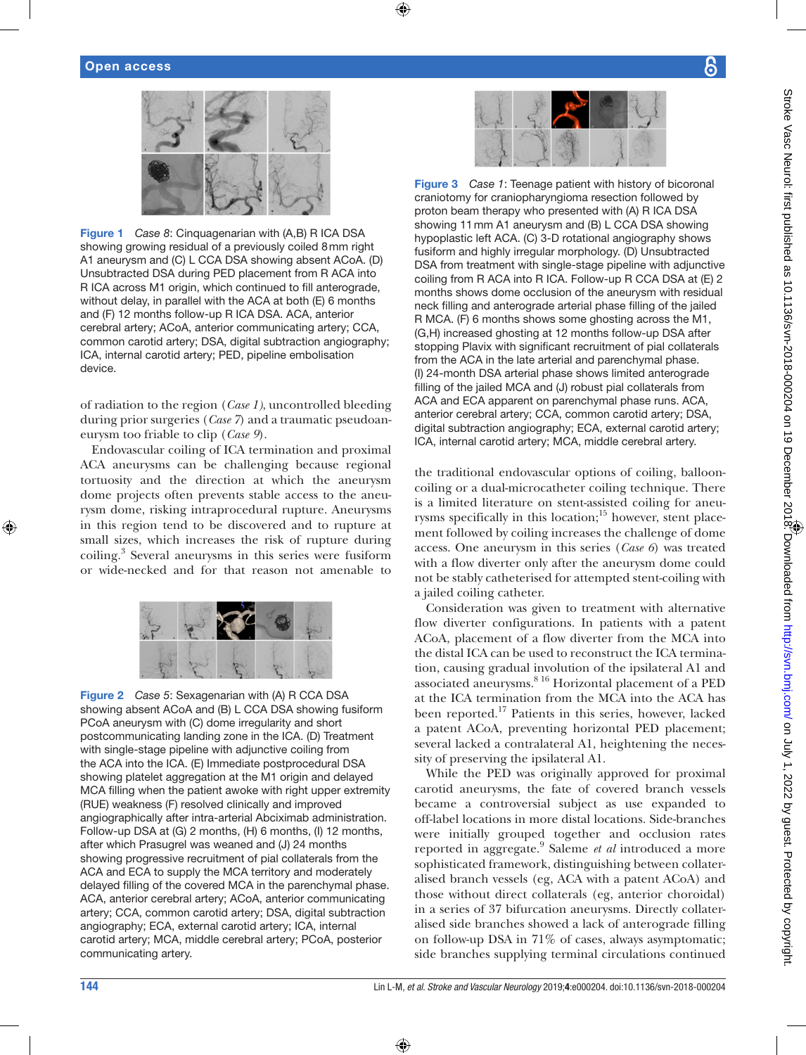Figure 1 *Case 8*: Cinquagenarian with (A,B) R ICA DSA showing growing residual of a previously coiled 8mm right A1 aneurysm and (C) L CCA DSA showing absent ACoA. (D) Unsubtracted DSA during PED placement from R ACA into R ICA across M1 origin, which continued to fill anterograde, without delay, in parallel with the ACA at both (E) 6 months and (F) 12 months follow-up R ICA DSA. ACA, anterior cerebral artery; ACoA, anterior communicating artery; CCA, common carotid artery; DSA, digital subtraction angiography; ICA, internal carotid artery; PED, pipeline embolisation device.

of radiation to the region (*Case 1*), uncontrolled bleeding during prior surgeries (*Case 7*) and a traumatic pseudoaneurysm too friable to clip (*Case 9*).

Endovascular coiling of ICA termination and proximal ACA aneurysms can be challenging because regional tortuosity and the direction at which the aneurysm dome projects often prevents stable access to the aneurysm dome, risking intraprocedural rupture. Aneurysms in this region tend to be discovered and to rupture at small sizes, which increases the risk of rupture during coiling.[3] Several aneurysms in this series were fusiform or wide-necked and for that reason not amenable to

Figure 2 *Case 5*: Sexagenarian with (A) R CCA DSA showing absent ACoA and (B) L CCA DSA showing fusiform PCoA aneurysm with (C) dome irregularity and short postcommunicating landing zone in the ICA. (D) Treatment with single-stage pipeline with adjunctive coiling from the ACA into the ICA. (E) Immediate postprocedural DSA showing platelet aggregation at the M1 origin and delayed MCA filling when the patient awoke with right upper extremity (RUE) weakness (F) resolved clinically and improved angiographically after intra-arterial Abciximab administration. Follow-up DSA at (G) 2 months, (H) 6 months, (I) 12 months, after which Prasugrel was weaned and (J) 24 months showing progressive recruitment of pial collaterals from the ACA and ECA to supply the MCA territory and moderately delayed filling of the covered MCA in the parenchymal phase. ACA, anterior cerebral artery; ACoA, anterior communicating artery; CCA, common carotid artery; DSA, digital subtraction angiography; ECA, external carotid artery; ICA, internal carotid artery; MCA, middle cerebral artery; PCoA, posterior communicating artery.

Figure 3 *Case 1*: Teenage patient with history of bicoronal craniotomy for craniopharyngioma resection followed by proton beam therapy who presented with (A) R ICA DSA showing 11mm A1 aneurysm and (B) L CCA DSA showing hypoplastic left ACA. (C) 3-D rotational angiography shows fusiform and highly irregular morphology. (D) Unsubtracted DSA from treatment with single-stage pipeline with adjunctive coiling from R ACA into R ICA. Follow-up R CCA DSA at (E) 2 months shows dome occlusion of the aneurysm with residual neck filling and anterograde arterial phase filling of the jailed R MCA. (F) 6 months shows some ghosting across the M1, (G,H) increased ghosting at 12 months follow-up DSA after stopping Plavix with significant recruitment of pial collaterals from the ACA in the late arterial and parenchymal phase. (I) 24-month DSA arterial phase shows limited anterograde filling of the jailed MCA and (J) robust pial collaterals from ACA and ECA apparent on parenchymal phase runs. ACA, anterior cerebral artery; CCA, common carotid artery; DSA, digital subtraction angiography; ECA, external carotid artery; ICA, internal carotid artery; MCA, middle cerebral artery.

the traditional endovascular options of coiling, balloon-coiling or a dual-microcatheter coiling technique. There is a limited literature on stent-assisted coiling for aneurysms specifically in this location;[15] however, stent placement followed by coiling increases the challenge of dome access. One aneurysm in this series (*Case 6*) was treated with a flow diverter only after the aneurysm dome could not be stably catheterised for attempted stent-coiling with a jailed coiling catheter.

Consideration was given to treatment with alternative flow diverter configurations. In patients with a patent ACoA, placement of a flow diverter from the MCA into the distal ICA can be used to reconstruct the ICA termination, causing gradual involution of the ipsilateral A1 and associated aneurysms.[8 16] Horizontal placement of a PED at the ICA termination from the MCA into the ACA has been reported.[17] Patients in this series, however, lacked a patent ACoA, preventing horizontal PED placement; several lacked a contralateral A1, heightening the necessity of preserving the ipsilateral A1.

While the PED was originally approved for proximal carotid aneurysms, the fate of covered branch vessels became a controversial subject as use expanded to off-label locations in more distal locations. Side-branches were initially grouped together and occlusion rates reported in aggregate.[9] Saleme *et al* introduced a more sophisticated framework, distinguishing between collateralised branch vessels (eg, ACA with a patent ACoA) and those without direct collaterals (eg, anterior choroidal) in a series of 37 bifurcation aneurysms. Directly collateralised side branches showed a lack of anterograde filling on follow-up DSA in 71% of cases, always asymptomatic; side branches supplying terminal circulations continued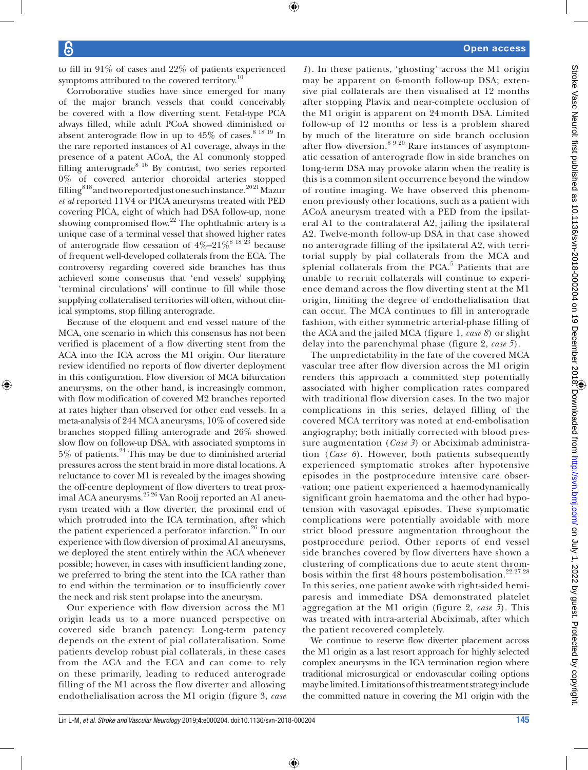to fill in 91% of cases and 22% of patients experienced symptoms attributed to the covered territory.[10]

Corroborative studies have since emerged for many of the major branch vessels that could conceivably be covered with a flow diverting stent. Fetal-type PCA always filled, while adult PCoA showed diminished or absent anterograde flow in up to 45% of cases.[8 18 19] In the rare reported instances of A1 coverage, always in the presence of a patent ACoA, the A1 commonly stopped filling anterograde[8 16] By contrast, two series reported 0% of covered anterior choroidal arteries stopped filling[8 18] and two reported just one such instance.[20 21] Mazur *et al* reported 11 V4 or PICA aneurysms treated with PED covering PICA, eight of which had DSA follow-up, none showing compromised flow.[22] The ophthalmic artery is a unique case of a terminal vessel that showed higher rates of anterograde flow cessation of 4%–21%[8 18 23] because of frequent well-developed collaterals from the ECA. The controversy regarding covered side branches has thus achieved some consensus that 'end vessels' supplying 'terminal circulations' will continue to fill while those supplying collateralised territories will often, without clinical symptoms, stop filling anterograde.

Because of the eloquent and end vessel nature of the MCA, one scenario in which this consensus has not been verified is placement of a flow diverting stent from the ACA into the ICA across the M1 origin. Our literature review identified no reports of flow diverter deployment in this configuration. Flow diversion of MCA bifurcation aneurysms, on the other hand, is increasingly common, with flow modification of covered M2 branches reported at rates higher than observed for other end vessels. In a meta-analysis of 244 MCA aneurysms, 10% of covered side branches stopped filling anterograde and 26% showed slow flow on follow-up DSA, with associated symptoms in 5% of patients.[24] This may be due to diminished arterial pressures across the stent braid in more distal locations. A reluctance to cover M1 is revealed by the images showing the off-centre deployment of flow diverters to treat proximal ACA aneurysms.[25 26] Van Rooij reported an A1 aneurysm treated with a flow diverter, the proximal end of which protruded into the ICA termination, after which the patient experienced a perforator infarction.[26] In our experience with flow diversion of proximal A1 aneurysms, we deployed the stent entirely within the ACA whenever possible; however, in cases with insufficient landing zone, we preferred to bring the stent into the ICA rather than to end within the termination or to insufficiently cover the neck and risk stent prolapse into the aneurysm.

Our experience with flow diversion across the M1 origin leads us to a more nuanced perspective on covered side branch patency: Long-term patency depends on the extent of pial collateralisation. Some patients develop robust pial collaterals, in these cases from the ACA and the ECA and can come to rely on these primarily, leading to reduced anterograde filling of the M1 across the flow diverter and allowing endothelialisation across the M1 origin (figure 3, *case 1*). In these patients, 'ghosting' across the M1 origin may be apparent on 6-month follow-up DSA; extensive pial collaterals are then visualised at 12 months after stopping Plavix and near-complete occlusion of the M1 origin is apparent on 24 month DSA. Limited follow-up of 12 months or less is a problem shared by much of the literature on side branch occlusion after flow diversion.[8 9 20] Rare instances of asymptomatic cessation of anterograde flow in side branches on long-term DSA may provoke alarm when the reality is this is a common silent occurrence beyond the window of routine imaging. We have observed this phenomenon previously other locations, such as a patient with ACoA aneurysm treated with a PED from the ipsilateral A1 to the contralateral A2, jailing the ipsilateral A2. Twelve-month follow-up DSA in that case showed no anterograde filling of the ipsilateral A2, with territorial supply by pial collaterals from the MCA and splenial collaterals from the PCA.[5] Patients that are unable to recruit collaterals will continue to experience demand across the flow diverting stent at the M1 origin, limiting the degree of endothelialisation that can occur. The MCA continues to fill in anterograde fashion, with either symmetric arterial-phase filling of the ACA and the jailed MCA (figure 1, *case 8*) or slight delay into the parenchymal phase (figure 2, *case 5*).

The unpredictability in the fate of the covered MCA vascular tree after flow diversion across the M1 origin renders this approach a committed step potentially associated with higher complication rates compared with traditional flow diversion cases. In the two major complications in this series, delayed filling of the covered MCA territory was noted at end-embolisation angiography; both initially corrected with blood pressure augmentation (*Case 3*) or Abciximab administration (*Case 6*). However, both patients subsequently experienced symptomatic strokes after hypotensive episodes in the postprocedure intensive care observation; one patient experienced a haemodynamically significant groin haematoma and the other had hypotension with vasovagal episodes. These symptomatic complications were potentially avoidable with more strict blood pressure augmentation throughout the postprocedure period. Other reports of end vessel side branches covered by flow diverters have shown a clustering of complications due to acute stent thrombosis within the first 48 hours postembolisation.[22 27 28] In this series, one patient awoke with right-sided hemiparesis and immediate DSA demonstrated platelet aggregation at the M1 origin (figure 2, *case 5*). This was treated with intra-arterial Abciximab, after which the patient recovered completely.

We continue to reserve flow diverter placement across the M1 origin as a last resort approach for highly selected complex aneurysms in the ICA termination region where traditional microsurgical or endovascular coiling options may be limited. Limitations of this treatment strategy include the committed nature in covering the M1 origin with the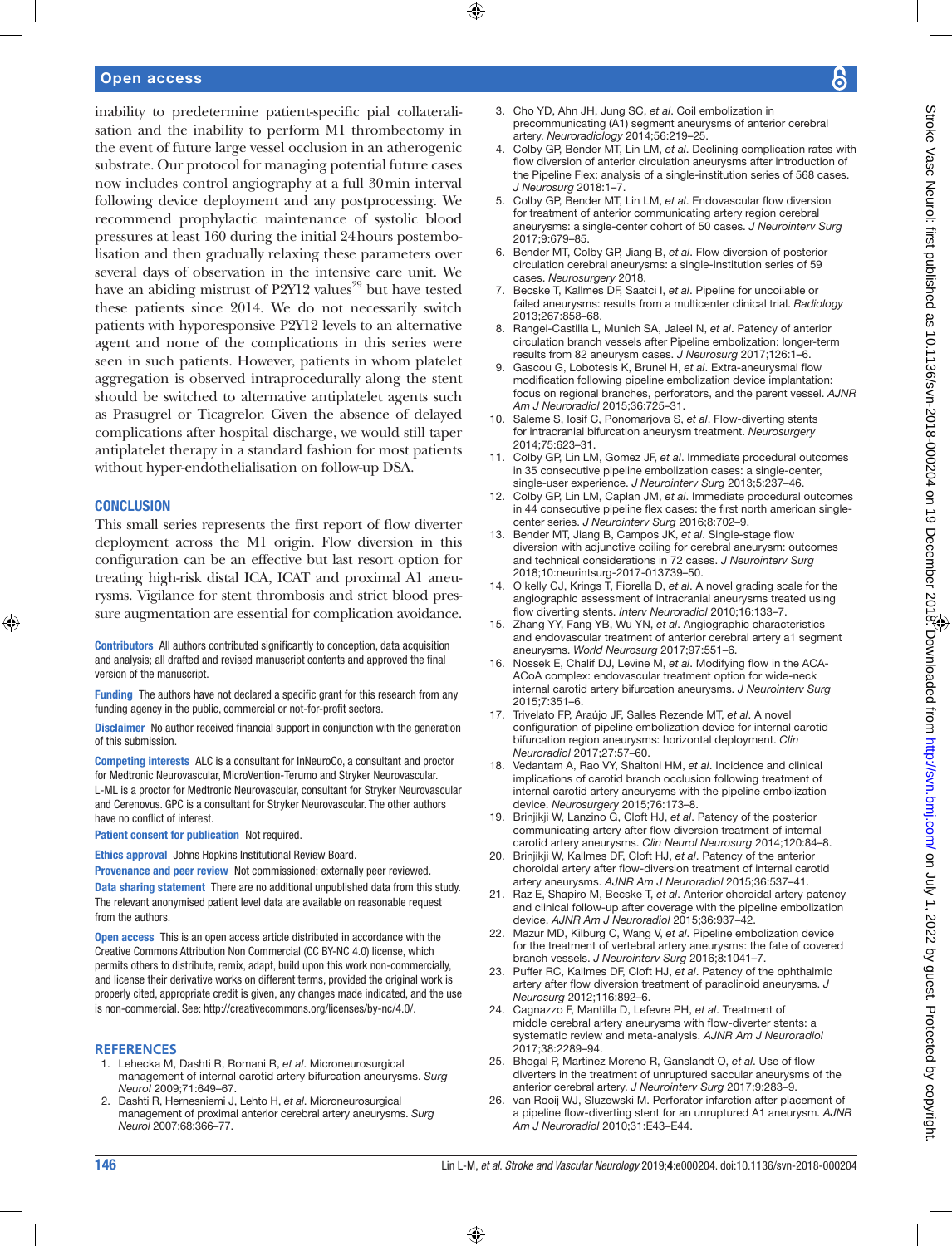inability to predetermine patient-specific pial collateralisation and the inability to perform M1 thrombectomy in the event of future large vessel occlusion in an atherogenic substrate. Our protocol for managing potential future cases now includes control angiography at a full 30 min interval following device deployment and any postprocessing. We recommend prophylactic maintenance of systolic blood pressures at least 160 during the initial 24 hours postembolisation and then gradually relaxing these parameters over several days of observation in the intensive care unit. We have an abiding mistrust of P2Y12 values[29] but have tested these patients since 2014. We do not necessarily switch patients with hyporesponsive P2Y12 levels to an alternative agent and none of the complications in this series were seen in such patients. However, patients in whom platelet aggregation is observed intraprocedurally along the stent should be switched to alternative antiplatelet agents such as Prasugrel or Ticagrelor. Given the absence of delayed complications after hospital discharge, we would still taper antiplatelet therapy in a standard fashion for most patients without hyper-endothelialisation on follow-up DSA.

## CONCLUSION

This small series represents the first report of flow diverter deployment across the M1 origin. Flow diversion in this configuration can be an effective but last resort option for treating high-risk distal ICA, ICAT and proximal A1 aneurysms. Vigilance for stent thrombosis and strict blood pressure augmentation are essential for complication avoidance.

**Contributors** All authors contributed significantly to conception, data acquisition and analysis; all drafted and revised manuscript contents and approved the final version of the manuscript.

**Funding** The authors have not declared a specific grant for this research from any funding agency in the public, commercial or not-for-profit sectors.

**Disclaimer** No author received financial support in conjunction with the generation of this submission.

**Competing interests** ALC is a consultant for InNeuroCo, a consultant and proctor for Medtronic Neurovascular, MicroVention-Terumo and Stryker Neurovascular. L-ML is a proctor for Medtronic Neurovascular, consultant for Stryker Neurovascular and Cerenovus. GPC is a consultant for Stryker Neurovascular. The other authors have no conflict of interest.

**Patient consent for publication** Not required.

**Ethics approval** Johns Hopkins Institutional Review Board.

**Provenance and peer review** Not commissioned; externally peer reviewed.

**Data sharing statement** There are no additional unpublished data from this study. The relevant anonymised patient level data are available on reasonable request from the authors.

**Open access** This is an open access article distributed in accordance with the Creative Commons Attribution Non Commercial (CC BY-NC 4.0) license, which permits others to distribute, remix, adapt, build upon this work non-commercially, and license their derivative works on different terms, provided the original work is properly cited, appropriate credit is given, any changes made indicated, and the use is non-commercial. See: http://creativecommons.org/licenses/by-nc/4.0/.

## REFERENCES

1. Lehecka M, Dashti R, Romani R, *et al*. Microneurosurgical management of internal carotid artery bifurcation aneurysms. *Surg Neurol* 2009;71:649–67.
2. Dashti R, Hernesniemi J, Lehto H, *et al*. Microneurosurgical management of proximal anterior cerebral artery aneurysms. *Surg Neurol* 2007;68:366–77.
3. Cho YD, Ahn JH, Jung SC, *et al*. Coil embolization in precommunicating (A1) segment aneurysms of anterior cerebral artery. *Neuroradiology* 2014;56:219–25.
4. Colby GP, Bender MT, Lin LM, *et al*. Declining complication rates with flow diversion of anterior circulation aneurysms after introduction of the Pipeline Flex: analysis of a single-institution series of 568 cases. *J Neurosurg* 2018:1–7.
5. Colby GP, Bender MT, Lin LM, *et al*. Endovascular flow diversion for treatment of anterior communicating artery region cerebral aneurysms: a single-center cohort of 50 cases. *J Neurointerv Surg* 2017;9:679–85.
6. Bender MT, Colby GP, Jiang B, *et al*. Flow diversion of posterior circulation cerebral aneurysms: a single-institution series of 59 cases. *Neurosurgery* 2018.
7. Becske T, Kallmes DF, Saatci I, *et al*. Pipeline for uncoilable or failed aneurysms: results from a multicenter clinical trial. *Radiology* 2013;267:858–68.
8. Rangel-Castilla L, Munich SA, Jaleel N, *et al*. Patency of anterior circulation branch vessels after Pipeline embolization: longer-term results from 82 aneurysm cases. *J Neurosurg* 2017;126:1–6.
9. Gascou G, Lobotesis K, Brunel H, *et al*. Extra-aneurysmal flow modification following pipeline embolization device implantation: focus on regional branches, perforators, and the parent vessel. *AJNR Am J Neuroradiol* 2015;36:725–31.
10. Saleme S, Iosif C, Ponomarjova S, *et al*. Flow-diverting stents for intracranial bifurcation aneurysm treatment. *Neurosurgery* 2014;75:623–31.
11. Colby GP, Lin LM, Gomez JF, *et al*. Immediate procedural outcomes in 35 consecutive pipeline embolization cases: a single-center, single-user experience. *J Neurointerv Surg* 2013;5:237–46.
12. Colby GP, Lin LM, Caplan JM, *et al*. Immediate procedural outcomes in 44 consecutive pipeline flex cases: the first north american single-center series. *J Neurointerv Surg* 2016;8:702–9.
13. Bender MT, Jiang B, Campos JK, *et al*. Single-stage flow diversion with adjunctive coiling for cerebral aneurysm: outcomes and technical considerations in 72 cases. *J Neurointerv Surg* 2018;10:neurintsurg-2017-013739–50.
14. O'kelly CJ, Krings T, Fiorella D, *et al*. A novel grading scale for the angiographic assessment of intracranial aneurysms treated using flow diverting stents. *Interv Neuroradiol* 2010;16:133–7.
15. Zhang YY, Fang YB, Wu YN, *et al*. Angiographic characteristics and endovascular treatment of anterior cerebral artery a1 segment aneurysms. *World Neurosurg* 2017;97:551–6.
16. Nossek E, Chalif DJ, Levine M, *et al*. Modifying flow in the ACA-ACoA complex: endovascular treatment option for wide-neck internal carotid artery bifurcation aneurysms. *J Neurointerv Surg* 2015;7:351–6.
17. Trivelato FP, Araújo JF, Salles Rezende MT, *et al*. A novel configuration of pipeline embolization device for internal carotid bifurcation region aneurysms: horizontal deployment. *Clin Neuroradiol* 2017;27:57–60.
18. Vedantam A, Rao VY, Shaltoni HM, *et al*. Incidence and clinical implications of carotid branch occlusion following treatment of internal carotid artery aneurysms with the pipeline embolization device. *Neurosurgery* 2015;76:173–8.
19. Brinjikji W, Lanzino G, Cloft HJ, *et al*. Patency of the posterior communicating artery after flow diversion treatment of internal carotid artery aneurysms. *Clin Neurol Neurosurg* 2014;120:84–8.
20. Brinjikji W, Kallmes DF, Cloft HJ, *et al*. Patency of the anterior choroidal artery after flow-diversion treatment of internal carotid artery aneurysms. *AJNR Am J Neuroradiol* 2015;36:537–41.
21. Raz E, Shapiro M, Becske T, *et al*. Anterior choroidal artery patency and clinical follow-up after coverage with the pipeline embolization device. *AJNR Am J Neuroradiol* 2015;36:937–42.
22. Mazur MD, Kilburg C, Wang V, *et al*. Pipeline embolization device for the treatment of vertebral artery aneurysms: the fate of covered branch vessels. *J Neurointerv Surg* 2016;8:1041–7.
23. Puffer RC, Kallmes DF, Cloft HJ, *et al*. Patency of the ophthalmic artery after flow diversion treatment of paraclinoid aneurysms. *J Neurosurg* 2012;116:892–6.
24. Cagnazzo F, Mantilla D, Lefevre PH, *et al*. Treatment of middle cerebral artery aneurysms with flow-diverter stents: a systematic review and meta-analysis. *AJNR Am J Neuroradiol* 2017;38:2289–94.
25. Bhogal P, Martinez Moreno R, Ganslandt O, *et al*. Use of flow diverters in the treatment of unruptured saccular aneurysms of the anterior cerebral artery. *J Neurointerv Surg* 2017;9:283–9.
26. van Rooij WJ, Sluzewski M. Perforator infarction after placement of a pipeline flow-diverting stent for an unruptured A1 aneurysm. *AJNR Am J Neuroradiol* 2010;31:E43–E44.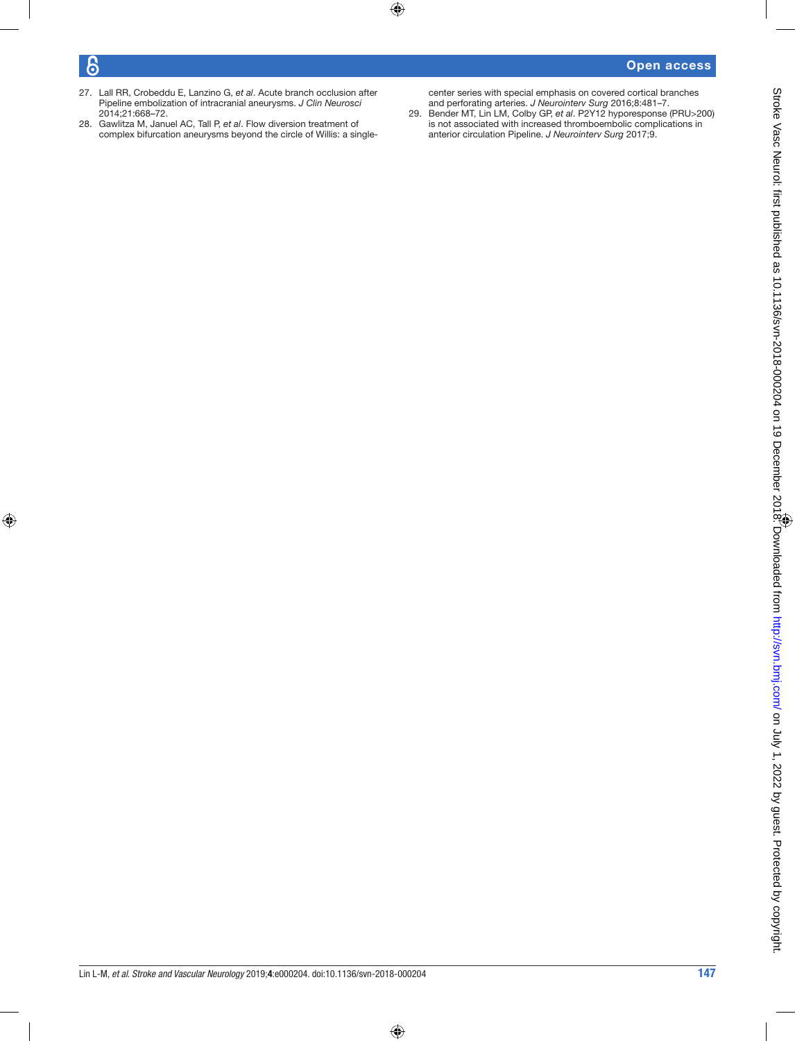27. Lall RR, Crobeddu E, Lanzino G, *et al*. Acute branch occlusion after Pipeline embolization of intracranial aneurysms. *J Clin Neurosci* 2014;21:668–72.
28. Gawlitza M, Januel AC, Tall P, *et al*. Flow diversion treatment of complex bifurcation aneurysms beyond the circle of Willis: a single-center series with special emphasis on covered cortical branches and perforating arteries. *J Neurointerv Surg* 2016;8:481–7.
29. Bender MT, Lin LM, Colby GP, *et al*. P2Y12 hyporesponse (PRU>200) is not associated with increased thromboembolic complications in anterior circulation Pipeline. *J Neurointerv Surg* 2017;9.